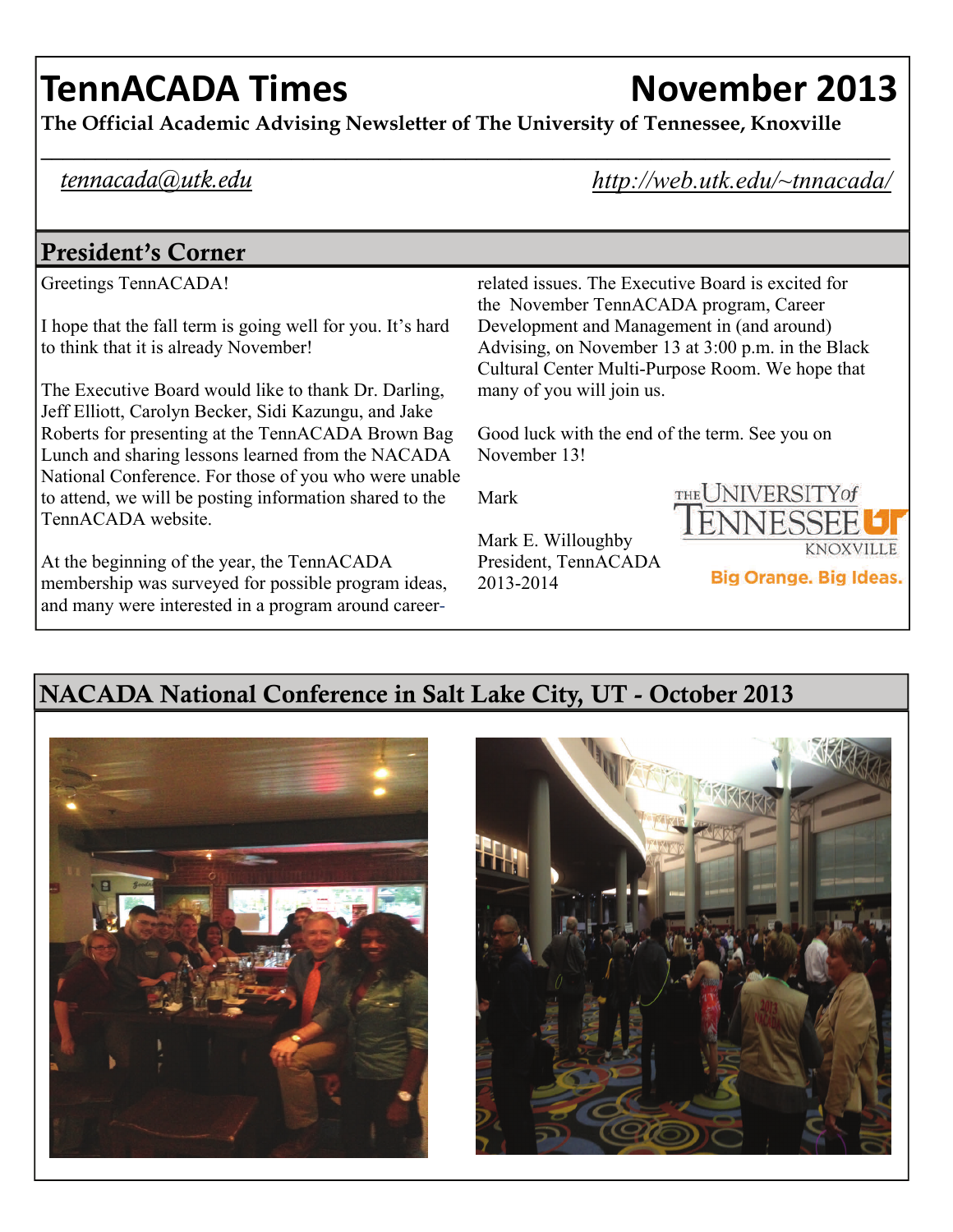# TennACADA Times November 2013

**The Official Academic Advising Newsletter of The University of Tennessee, Knoxville**

*tennacada@utk.edu* *http://web.utk.edu/~tnnacada/*

## President's Corner

Greetings TennACADA!

I hope that the fall term is going well for you. It's hard to think that it is already November!

The Executive Board would like to thank Dr. Darling, Jeff Elliott, Carolyn Becker, Sidi Kazungu, and Jake Roberts for presenting at the TennACADA Brown Bag Lunch and sharing lessons learned from the NACADA National Conference. For those of you who were unable to attend, we will be posting information shared to the TennACADA website.

At the beginning of the year, the TennACADA membership was surveyed for possible program ideas, and many were interested in a program around career-related issues. The Executive Board is excited for the November TennACADA program, Career Development and Management in (and around) Advising, on November 13 at 3:00 p.m. in the Black Cultural Center Multi-Purpose Room. We hope that many of you will join us.

Good luck with the end of the term. See you on November 13!

Mark

Mark E. Willoughby
President, TennACADA
2013-2014

THE UNIVERSITY of TENNESSEE KNOXVILLE
Big Orange. Big Ideas.

## NACADA National Conference in Salt Lake City, UT - October 2013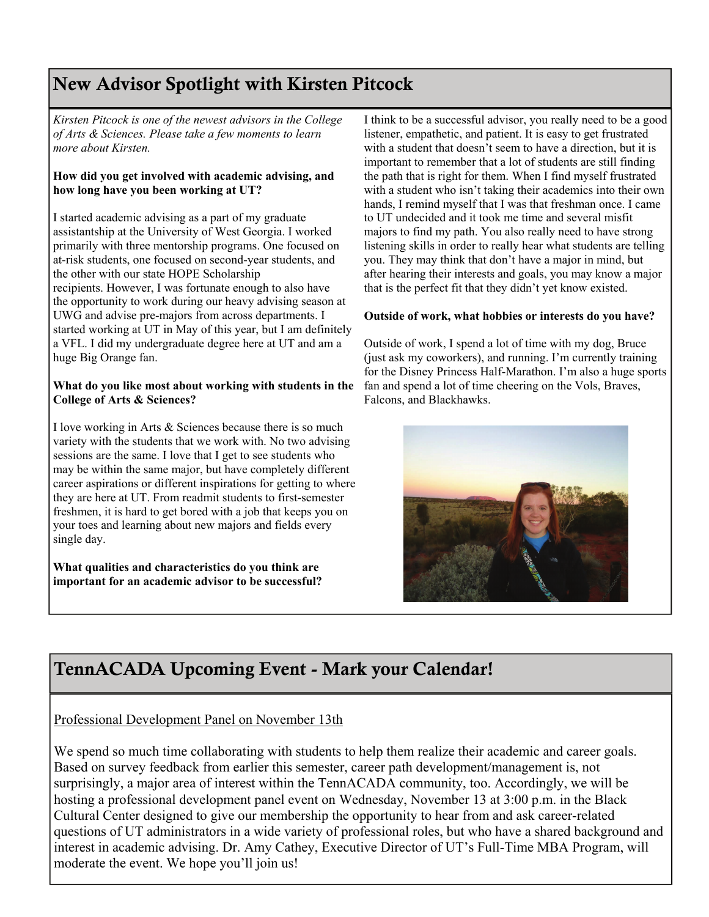## New Advisor Spotlight with Kirsten Pitcock

*Kirsten Pitcock is one of the newest advisors in the College of Arts & Sciences. Please take a few moments to learn more about Kirsten.*

**How did you get involved with academic advising, and how long have you been working at UT?**

I started academic advising as a part of my graduate assistantship at the University of West Georgia. I worked primarily with three mentorship programs. One focused on at-risk students, one focused on second-year students, and the other with our state HOPE Scholarship recipients. However, I was fortunate enough to also have the opportunity to work during our heavy advising season at UWG and advise pre-majors from across departments. I started working at UT in May of this year, but I am definitely a VFL. I did my undergraduate degree here at UT and am a huge Big Orange fan.

**What do you like most about working with students in the College of Arts & Sciences?**

I love working in Arts & Sciences because there is so much variety with the students that we work with. No two advising sessions are the same. I love that I get to see students who may be within the same major, but have completely different career aspirations or different inspirations for getting to where they are here at UT. From readmit students to first-semester freshmen, it is hard to get bored with a job that keeps you on your toes and learning about new majors and fields every single day.

**What qualities and characteristics do you think are important for an academic advisor to be successful?**

I think to be a successful advisor, you really need to be a good listener, empathetic, and patient. It is easy to get frustrated with a student that doesn't seem to have a direction, but it is important to remember that a lot of students are still finding the path that is right for them. When I find myself frustrated with a student who isn't taking their academics into their own hands, I remind myself that I was that freshman once. I came to UT undecided and it took me time and several misfit majors to find my path. You also really need to have strong listening skills in order to really hear what students are telling you. They may think that don't have a major in mind, but after hearing their interests and goals, you may know a major that is the perfect fit that they didn't yet know existed.

**Outside of work, what hobbies or interests do you have?**

Outside of work, I spend a lot of time with my dog, Bruce (just ask my coworkers), and running. I'm currently training for the Disney Princess Half-Marathon. I'm also a huge sports fan and spend a lot of time cheering on the Vols, Braves, Falcons, and Blackhawks.

## TennACADA Upcoming Event - Mark your Calendar!

Professional Development Panel on November 13th

We spend so much time collaborating with students to help them realize their academic and career goals. Based on survey feedback from earlier this semester, career path development/management is, not surprisingly, a major area of interest within the TennACADA community, too. Accordingly, we will be hosting a professional development panel event on Wednesday, November 13 at 3:00 p.m. in the Black Cultural Center designed to give our membership the opportunity to hear from and ask career-related questions of UT administrators in a wide variety of professional roles, but who have a shared background and interest in academic advising. Dr. Amy Cathey, Executive Director of UT's Full-Time MBA Program, will moderate the event. We hope you'll join us!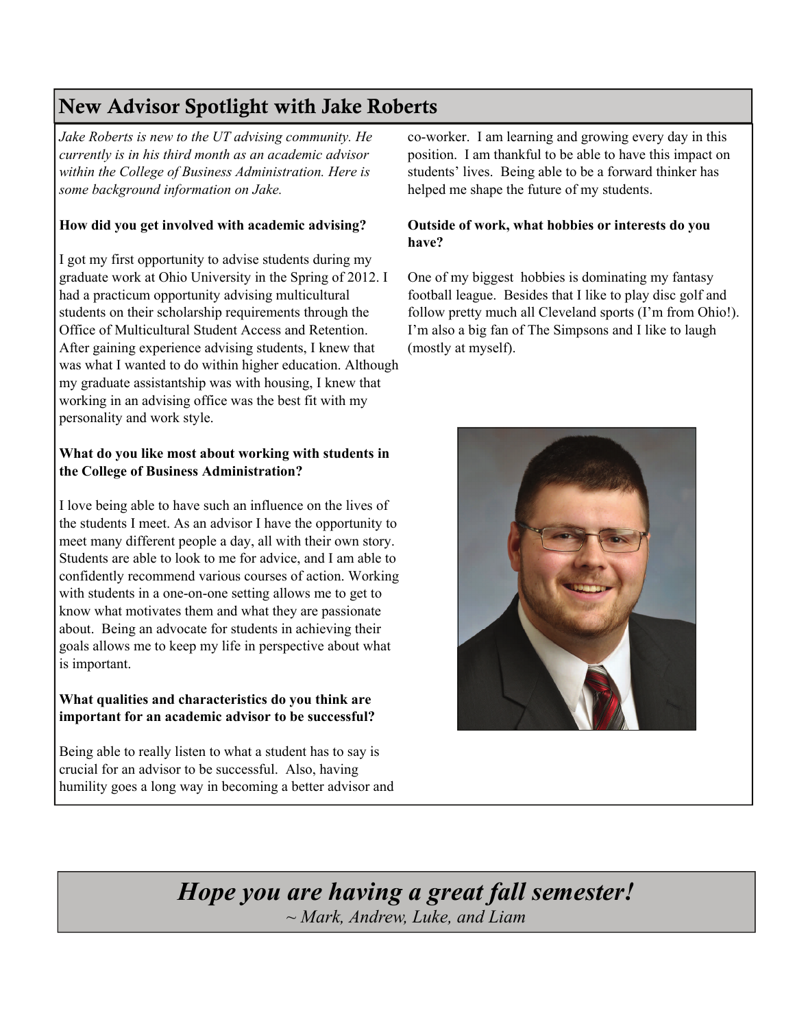## New Advisor Spotlight with Jake Roberts

*Jake Roberts is new to the UT advising community. He currently is in his third month as an academic advisor within the College of Business Administration. Here is some background information on Jake.*

**How did you get involved with academic advising?**

I got my first opportunity to advise students during my graduate work at Ohio University in the Spring of 2012. I had a practicum opportunity advising multicultural students on their scholarship requirements through the Office of Multicultural Student Access and Retention. After gaining experience advising students, I knew that was what I wanted to do within higher education. Although my graduate assistantship was with housing, I knew that working in an advising office was the best fit with my personality and work style.

**What do you like most about working with students in the College of Business Administration?**

I love being able to have such an influence on the lives of the students I meet. As an advisor I have the opportunity to meet many different people a day, all with their own story. Students are able to look to me for advice, and I am able to confidently recommend various courses of action. Working with students in a one-on-one setting allows me to get to know what motivates them and what they are passionate about. Being an advocate for students in achieving their goals allows me to keep my life in perspective about what is important.

**What qualities and characteristics do you think are important for an academic advisor to be successful?**

Being able to really listen to what a student has to say is crucial for an advisor to be successful. Also, having humility goes a long way in becoming a better advisor and co-worker. I am learning and growing every day in this position. I am thankful to be able to have this impact on students' lives. Being able to be a forward thinker has helped me shape the future of my students.

**Outside of work, what hobbies or interests do you have?**

One of my biggest hobbies is dominating my fantasy football league. Besides that I like to play disc golf and follow pretty much all Cleveland sports (I'm from Ohio!). I'm also a big fan of The Simpsons and I like to laugh (mostly at myself).

***Hope you are having a great fall semester!***

*~ Mark, Andrew, Luke, and Liam*